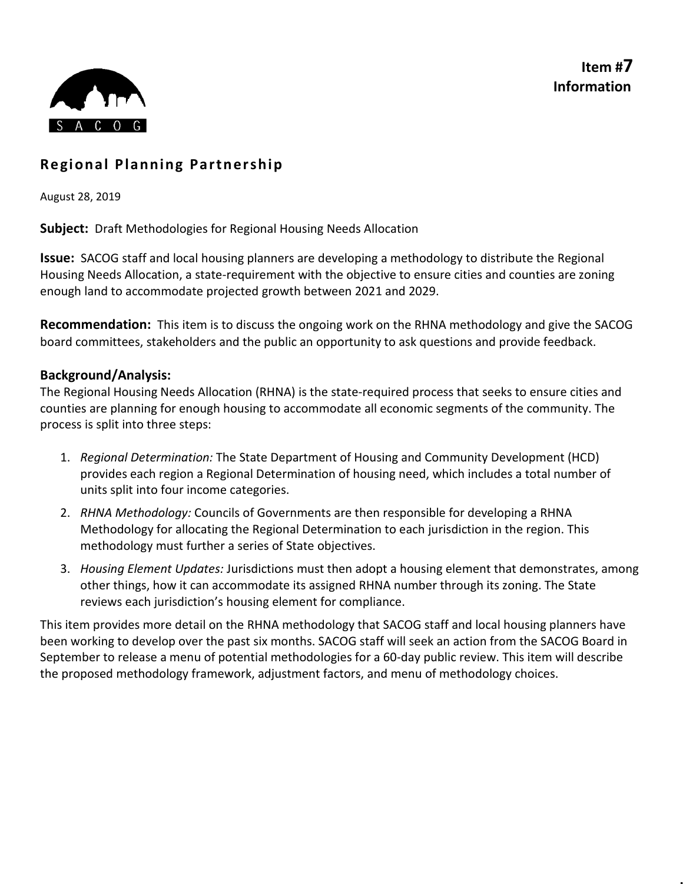**Item #7**
**Information**

SACOG

## Regional Planning Partnership

August 28, 2019

**Subject:** Draft Methodologies for Regional Housing Needs Allocation

**Issue:** SACOG staff and local housing planners are developing a methodology to distribute the Regional Housing Needs Allocation, a state-requirement with the objective to ensure cities and counties are zoning enough land to accommodate projected growth between 2021 and 2029.

**Recommendation:** This item is to discuss the ongoing work on the RHNA methodology and give the SACOG board committees, stakeholders and the public an opportunity to ask questions and provide feedback.

### Background/Analysis:

The Regional Housing Needs Allocation (RHNA) is the state-required process that seeks to ensure cities and counties are planning for enough housing to accommodate all economic segments of the community. The process is split into three steps:

1. *Regional Determination:* The State Department of Housing and Community Development (HCD) provides each region a Regional Determination of housing need, which includes a total number of units split into four income categories.
2. *RHNA Methodology:* Councils of Governments are then responsible for developing a RHNA Methodology for allocating the Regional Determination to each jurisdiction in the region. This methodology must further a series of State objectives.
3. *Housing Element Updates:* Jurisdictions must then adopt a housing element that demonstrates, among other things, how it can accommodate its assigned RHNA number through its zoning. The State reviews each jurisdiction's housing element for compliance.

This item provides more detail on the RHNA methodology that SACOG staff and local housing planners have been working to develop over the past six months. SACOG staff will seek an action from the SACOG Board in September to release a menu of potential methodologies for a 60-day public review. This item will describe the proposed methodology framework, adjustment factors, and menu of methodology choices.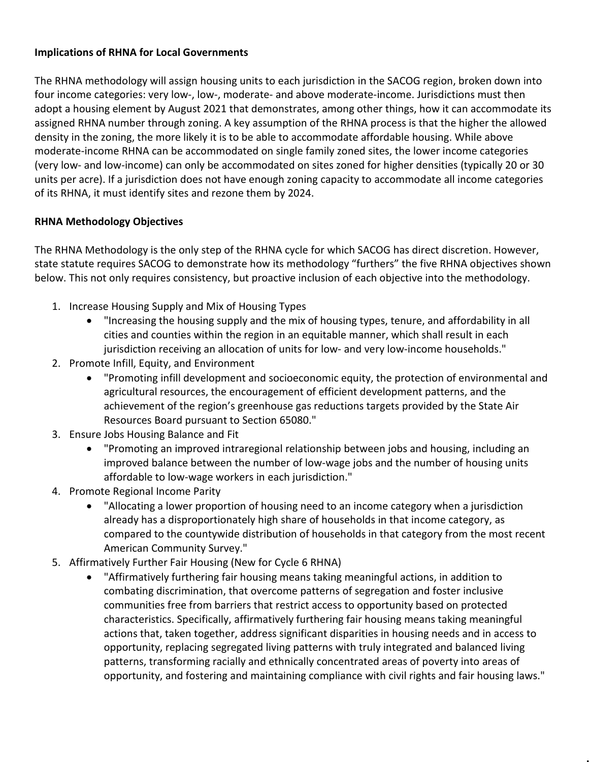**Implications of RHNA for Local Governments**

The RHNA methodology will assign housing units to each jurisdiction in the SACOG region, broken down into four income categories: very low-, low-, moderate- and above moderate-income. Jurisdictions must then adopt a housing element by August 2021 that demonstrates, among other things, how it can accommodate its assigned RHNA number through zoning. A key assumption of the RHNA process is that the higher the allowed density in the zoning, the more likely it is to be able to accommodate affordable housing. While above moderate-income RHNA can be accommodated on single family zoned sites, the lower income categories (very low- and low-income) can only be accommodated on sites zoned for higher densities (typically 20 or 30 units per acre). If a jurisdiction does not have enough zoning capacity to accommodate all income categories of its RHNA, it must identify sites and rezone them by 2024.

**RHNA Methodology Objectives**

The RHNA Methodology is the only step of the RHNA cycle for which SACOG has direct discretion. However, state statute requires SACOG to demonstrate how its methodology "furthers" the five RHNA objectives shown below. This not only requires consistency, but proactive inclusion of each objective into the methodology.

1. Increase Housing Supply and Mix of Housing Types
   - "Increasing the housing supply and the mix of housing types, tenure, and affordability in all cities and counties within the region in an equitable manner, which shall result in each jurisdiction receiving an allocation of units for low- and very low-income households."
2. Promote Infill, Equity, and Environment
   - "Promoting infill development and socioeconomic equity, the protection of environmental and agricultural resources, the encouragement of efficient development patterns, and the achievement of the region's greenhouse gas reductions targets provided by the State Air Resources Board pursuant to Section 65080."
3. Ensure Jobs Housing Balance and Fit
   - "Promoting an improved intraregional relationship between jobs and housing, including an improved balance between the number of low-wage jobs and the number of housing units affordable to low-wage workers in each jurisdiction."
4. Promote Regional Income Parity
   - "Allocating a lower proportion of housing need to an income category when a jurisdiction already has a disproportionately high share of households in that income category, as compared to the countywide distribution of households in that category from the most recent American Community Survey."
5. Affirmatively Further Fair Housing (New for Cycle 6 RHNA)
   - "Affirmatively furthering fair housing means taking meaningful actions, in addition to combating discrimination, that overcome patterns of segregation and foster inclusive communities free from barriers that restrict access to opportunity based on protected characteristics. Specifically, affirmatively furthering fair housing means taking meaningful actions that, taken together, address significant disparities in housing needs and in access to opportunity, replacing segregated living patterns with truly integrated and balanced living patterns, transforming racially and ethnically concentrated areas of poverty into areas of opportunity, and fostering and maintaining compliance with civil rights and fair housing laws."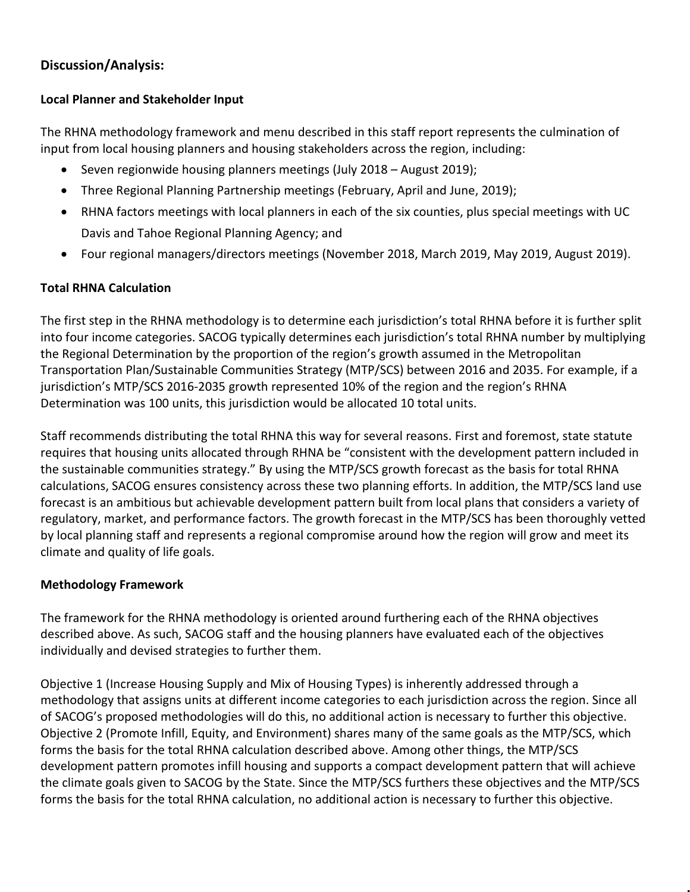## Discussion/Analysis:

### Local Planner and Stakeholder Input

The RHNA methodology framework and menu described in this staff report represents the culmination of input from local housing planners and housing stakeholders across the region, including:

- Seven regionwide housing planners meetings (July 2018 – August 2019);
- Three Regional Planning Partnership meetings (February, April and June, 2019);
- RHNA factors meetings with local planners in each of the six counties, plus special meetings with UC Davis and Tahoe Regional Planning Agency; and
- Four regional managers/directors meetings (November 2018, March 2019, May 2019, August 2019).

### Total RHNA Calculation

The first step in the RHNA methodology is to determine each jurisdiction's total RHNA before it is further split into four income categories. SACOG typically determines each jurisdiction's total RHNA number by multiplying the Regional Determination by the proportion of the region's growth assumed in the Metropolitan Transportation Plan/Sustainable Communities Strategy (MTP/SCS) between 2016 and 2035. For example, if a jurisdiction's MTP/SCS 2016-2035 growth represented 10% of the region and the region's RHNA Determination was 100 units, this jurisdiction would be allocated 10 total units.

Staff recommends distributing the total RHNA this way for several reasons. First and foremost, state statute requires that housing units allocated through RHNA be "consistent with the development pattern included in the sustainable communities strategy." By using the MTP/SCS growth forecast as the basis for total RHNA calculations, SACOG ensures consistency across these two planning efforts. In addition, the MTP/SCS land use forecast is an ambitious but achievable development pattern built from local plans that considers a variety of regulatory, market, and performance factors. The growth forecast in the MTP/SCS has been thoroughly vetted by local planning staff and represents a regional compromise around how the region will grow and meet its climate and quality of life goals.

### Methodology Framework

The framework for the RHNA methodology is oriented around furthering each of the RHNA objectives described above. As such, SACOG staff and the housing planners have evaluated each of the objectives individually and devised strategies to further them.

Objective 1 (Increase Housing Supply and Mix of Housing Types) is inherently addressed through a methodology that assigns units at different income categories to each jurisdiction across the region. Since all of SACOG's proposed methodologies will do this, no additional action is necessary to further this objective. Objective 2 (Promote Infill, Equity, and Environment) shares many of the same goals as the MTP/SCS, which forms the basis for the total RHNA calculation described above. Among other things, the MTP/SCS development pattern promotes infill housing and supports a compact development pattern that will achieve the climate goals given to SACOG by the State. Since the MTP/SCS furthers these objectives and the MTP/SCS forms the basis for the total RHNA calculation, no additional action is necessary to further this objective.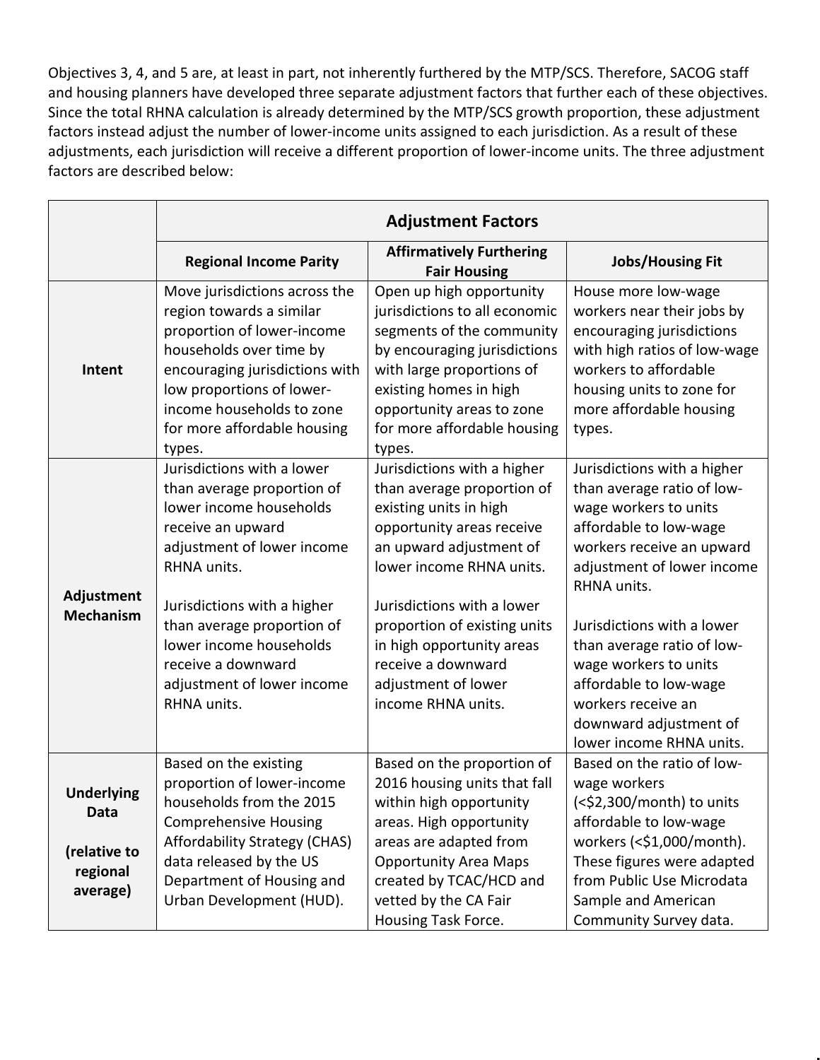Objectives 3, 4, and 5 are, at least in part, not inherently furthered by the MTP/SCS. Therefore, SACOG staff and housing planners have developed three separate adjustment factors that further each of these objectives. Since the total RHNA calculation is already determined by the MTP/SCS growth proportion, these adjustment factors instead adjust the number of lower-income units assigned to each jurisdiction. As a result of these adjustments, each jurisdiction will receive a different proportion of lower-income units. The three adjustment factors are described below:

| | **Adjustment Factors** | | |
|---|---|---|---|
| | **Regional Income Parity** | **Affirmatively Furthering Fair Housing** | **Jobs/Housing Fit** |
| **Intent** | Move jurisdictions across the region towards a similar proportion of lower-income households over time by encouraging jurisdictions with low proportions of lower-income households to zone for more affordable housing types. | Open up high opportunity jurisdictions to all economic segments of the community by encouraging jurisdictions with large proportions of existing homes in high opportunity areas to zone for more affordable housing types. | House more low-wage workers near their jobs by encouraging jurisdictions with high ratios of low-wage workers to affordable housing units to zone for more affordable housing types. |
| **Adjustment Mechanism** | Jurisdictions with a lower than average proportion of lower income households receive an upward adjustment of lower income RHNA units.<br><br>Jurisdictions with a higher than average proportion of lower income households receive a downward adjustment of lower income RHNA units. | Jurisdictions with a higher than average proportion of existing units in high opportunity areas receive an upward adjustment of lower income RHNA units.<br><br>Jurisdictions with a lower proportion of existing units in high opportunity areas receive a downward adjustment of lower income RHNA units. | Jurisdictions with a higher than average ratio of low-wage workers to units affordable to low-wage workers receive an upward adjustment of lower income RHNA units.<br><br>Jurisdictions with a lower than average ratio of low-wage workers to units affordable to low-wage workers receive an downward adjustment of lower income RHNA units. |
| **Underlying Data**<br><br>**(relative to regional average)** | Based on the existing proportion of lower-income households from the 2015 Comprehensive Housing Affordability Strategy (CHAS) data released by the US Department of Housing and Urban Development (HUD). | Based on the proportion of 2016 housing units that fall within high opportunity areas. High opportunity areas are adapted from Opportunity Area Maps created by TCAC/HCD and vetted by the CA Fair Housing Task Force. | Based on the ratio of low-wage workers (<$2,300/month) to units affordable to low-wage workers (<$1,000/month). These figures were adapted from Public Use Microdata Sample and American Community Survey data. |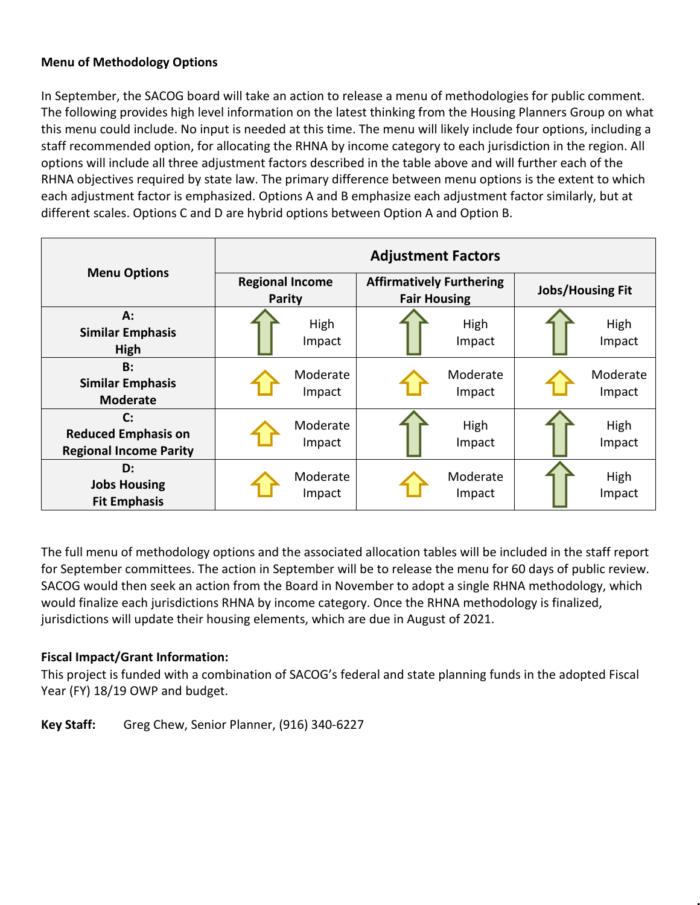**Menu of Methodology Options**

In September, the SACOG board will take an action to release a menu of methodologies for public comment. The following provides high level information on the latest thinking from the Housing Planners Group on what this menu could include. No input is needed at this time. The menu will likely include four options, including a staff recommended option, for allocating the RHNA by income category to each jurisdiction in the region. All options will include all three adjustment factors described in the table above and will further each of the RHNA objectives required by state law. The primary difference between menu options is the extent to which each adjustment factor is emphasized. Options A and B emphasize each adjustment factor similarly, but at different scales. Options C and D are hybrid options between Option A and Option B.

| Menu Options | Adjustment Factors | | |
|---|---|---|---|
| | **Regional Income Parity** | **Affirmatively Furthering Fair Housing** | **Jobs/Housing Fit** |
| **A: Similar Emphasis High** | High Impact | High Impact | High Impact |
| **B: Similar Emphasis Moderate** | Moderate Impact | Moderate Impact | Moderate Impact |
| **C: Reduced Emphasis on Regional Income Parity** | Moderate Impact | High Impact | High Impact |
| **D: Jobs Housing Fit Emphasis** | Moderate Impact | Moderate Impact | High Impact |

The full menu of methodology options and the associated allocation tables will be included in the staff report for September committees. The action in September will be to release the menu for 60 days of public review. SACOG would then seek an action from the Board in November to adopt a single RHNA methodology, which would finalize each jurisdictions RHNA by income category. Once the RHNA methodology is finalized, jurisdictions will update their housing elements, which are due in August of 2021.

**Fiscal Impact/Grant Information:**
This project is funded with a combination of SACOG's federal and state planning funds in the adopted Fiscal Year (FY) 18/19 OWP and budget.

**Key Staff:** Greg Chew, Senior Planner, (916) 340-6227